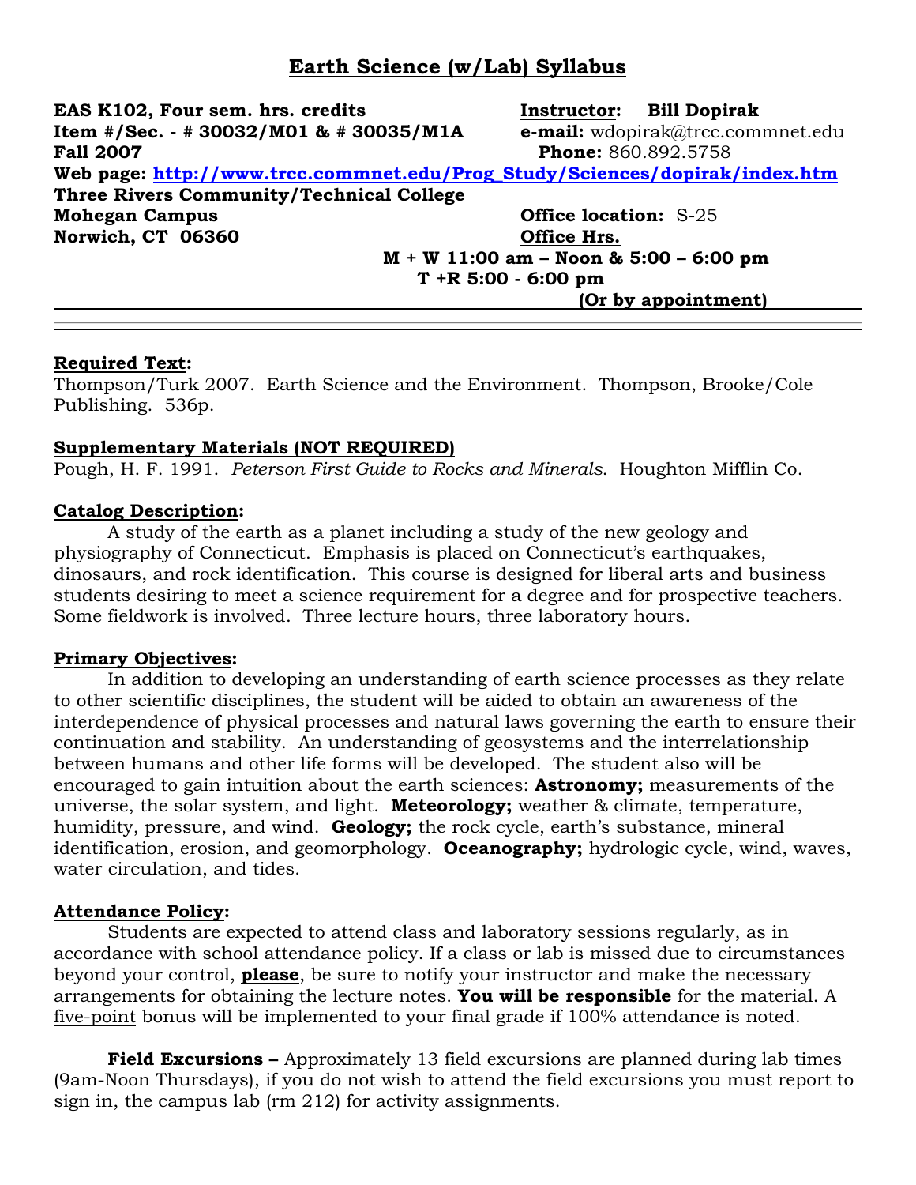# Earth Science (w/Lab) Syllabus

**EAS K102, Four sem. hrs. credits**
**Item #/Sec. - # 30032/M01 & # 30035/M1A**
**Fall 2007**

**Instructor:** **Bill Dopirak**
**e-mail:** wdopirak@trcc.commnet.edu
**Phone:** 860.892.5758

**Web page: http://www.trcc.commnet.edu/Prog_Study/Sciences/dopirak/index.htm**

**Three Rivers Community/Technical College**
**Mohegan Campus**
**Norwich, CT 06360**

**Office location:** S-25
**Office Hrs.**
**M + W 11:00 am – Noon & 5:00 – 6:00 pm**
**T +R 5:00 - 6:00 pm**
**(Or by appointment)**

---

**Required Text:**

Thompson/Turk 2007. Earth Science and the Environment. Thompson, Brooke/Cole Publishing. 536p.

**Supplementary Materials (NOT REQUIRED)**

Pough, H. F. 1991. *Peterson First Guide to Rocks and Minerals*. Houghton Mifflin Co.

**Catalog Description:**

A study of the earth as a planet including a study of the new geology and physiography of Connecticut. Emphasis is placed on Connecticut's earthquakes, dinosaurs, and rock identification. This course is designed for liberal arts and business students desiring to meet a science requirement for a degree and for prospective teachers. Some fieldwork is involved. Three lecture hours, three laboratory hours.

**Primary Objectives:**

In addition to developing an understanding of earth science processes as they relate to other scientific disciplines, the student will be aided to obtain an awareness of the interdependence of physical processes and natural laws governing the earth to ensure their continuation and stability. An understanding of geosystems and the interrelationship between humans and other life forms will be developed. The student also will be encouraged to gain intuition about the earth sciences: **Astronomy;** measurements of the universe, the solar system, and light. **Meteorology;** weather & climate, temperature, humidity, pressure, and wind. **Geology;** the rock cycle, earth's substance, mineral identification, erosion, and geomorphology. **Oceanography;** hydrologic cycle, wind, waves, water circulation, and tides.

**Attendance Policy:**

Students are expected to attend class and laboratory sessions regularly, as in accordance with school attendance policy. If a class or lab is missed due to circumstances beyond your control, **please**, be sure to notify your instructor and make the necessary arrangements for obtaining the lecture notes. **You will be responsible** for the material. A five-point bonus will be implemented to your final grade if 100% attendance is noted.

**Field Excursions –** Approximately 13 field excursions are planned during lab times (9am-Noon Thursdays), if you do not wish to attend the field excursions you must report to sign in, the campus lab (rm 212) for activity assignments.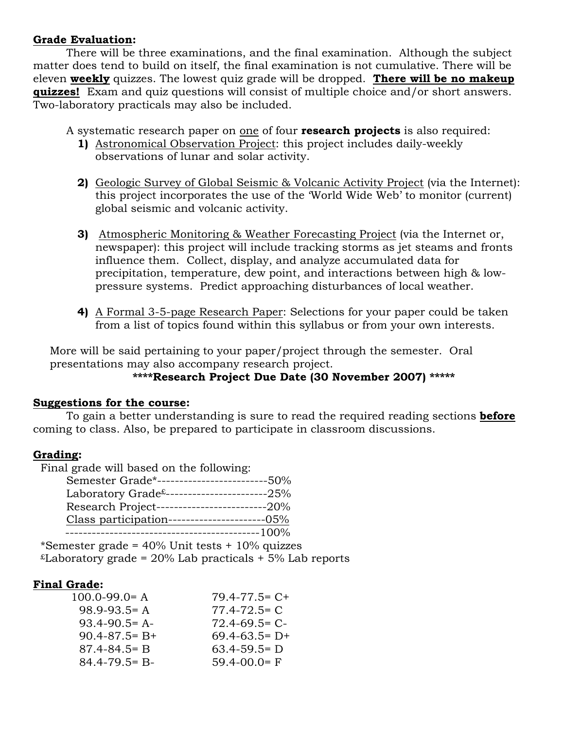**Grade Evaluation:**

There will be three examinations, and the final examination. Although the subject matter does tend to build on itself, the final examination is not cumulative. There will be eleven **weekly** quizzes. The lowest quiz grade will be dropped. **There will be no makeup quizzes!** Exam and quiz questions will consist of multiple choice and/or short answers. Two-laboratory practicals may also be included.

A systematic research paper on one of four **research projects** is also required:

1) Astronomical Observation Project: this project includes daily-weekly observations of lunar and solar activity.

2) Geologic Survey of Global Seismic & Volcanic Activity Project (via the Internet): this project incorporates the use of the 'World Wide Web' to monitor (current) global seismic and volcanic activity.

3) Atmospheric Monitoring & Weather Forecasting Project (via the Internet or, newspaper): this project will include tracking storms as jet steams and fronts influence them. Collect, display, and analyze accumulated data for precipitation, temperature, dew point, and interactions between high & low-pressure systems. Predict approaching disturbances of local weather.

4) A Formal 3-5-page Research Paper: Selections for your paper could be taken from a list of topics found within this syllabus or from your own interests.

More will be said pertaining to your paper/project through the semester. Oral presentations may also accompany research project.

**\*\*\*\*Research Project Due Date (30 November 2007) \*\*\*\*\***

**Suggestions for the course:**

To gain a better understanding is sure to read the required reading sections **before** coming to class. Also, be prepared to participate in classroom discussions.

**Grading:**

Final grade will based on the following:

Semester Grade*--------------------------50%
Laboratory Grade£-----------------------25%
Research Project-------------------------20%
Class participation----------------------05%
--------------------------------------------100%

*Semester grade = 40% Unit tests + 10% quizzes
£Laboratory grade = 20% Lab practicals + 5% Lab reports

**Final Grade:**

| | |
|---|---|
| 100.0-99.0= A | 79.4-77.5= C+ |
| 98.9-93.5= A | 77.4-72.5= C |
| 93.4-90.5= A- | 72.4-69.5= C- |
| 90.4-87.5= B+ | 69.4-63.5= D+ |
| 87.4-84.5= B | 63.4-59.5= D |
| 84.4-79.5= B- | 59.4-00.0= F |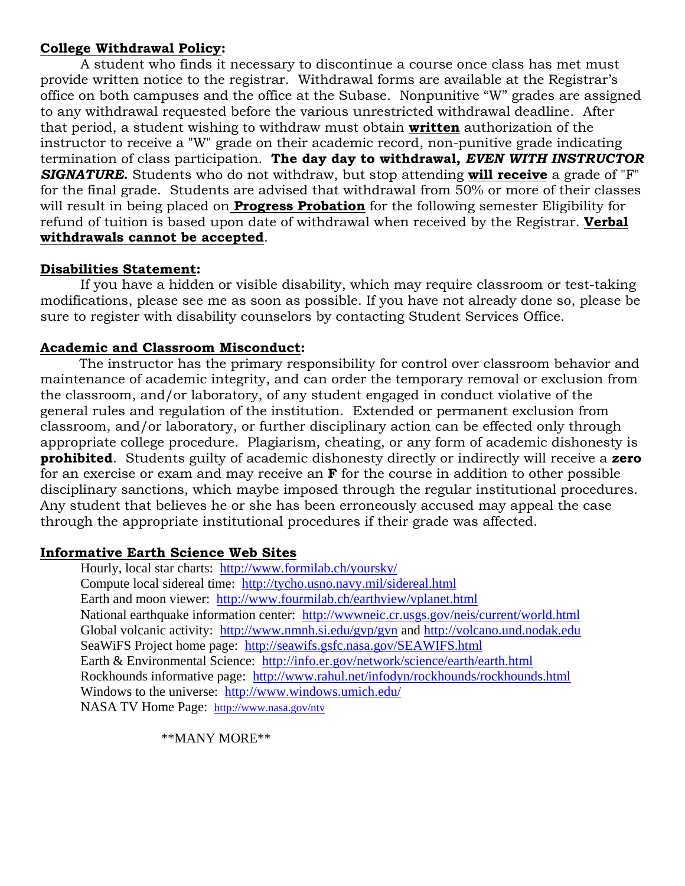**College Withdrawal Policy:**

A student who finds it necessary to discontinue a course once class has met must provide written notice to the registrar. Withdrawal forms are available at the Registrar's office on both campuses and the office at the Subase. Nonpunitive "W" grades are assigned to any withdrawal requested before the various unrestricted withdrawal deadline. After that period, a student wishing to withdraw must obtain **written** authorization of the instructor to receive a "W" grade on their academic record, non-punitive grade indicating termination of class participation. **The day day to withdrawal, *EVEN WITH INSTRUCTOR SIGNATURE.*** Students who do not withdraw, but stop attending **will receive** a grade of "F" for the final grade. Students are advised that withdrawal from 50% or more of their classes will result in being placed on **Progress Probation** for the following semester Eligibility for refund of tuition is based upon date of withdrawal when received by the Registrar. **Verbal withdrawals cannot be accepted**.

**Disabilities Statement:**

If you have a hidden or visible disability, which may require classroom or test-taking modifications, please see me as soon as possible. If you have not already done so, please be sure to register with disability counselors by contacting Student Services Office.

**Academic and Classroom Misconduct:**

The instructor has the primary responsibility for control over classroom behavior and maintenance of academic integrity, and can order the temporary removal or exclusion from the classroom, and/or laboratory, of any student engaged in conduct violative of the general rules and regulation of the institution. Extended or permanent exclusion from classroom, and/or laboratory, or further disciplinary action can be effected only through appropriate college procedure. Plagiarism, cheating, or any form of academic dishonesty is **prohibited**. Students guilty of academic dishonesty directly or indirectly will receive a **zero** for an exercise or exam and may receive an **F** for the course in addition to other possible disciplinary sanctions, which maybe imposed through the regular institutional procedures. Any student that believes he or she has been erroneously accused may appeal the case through the appropriate institutional procedures if their grade was affected.

**Informative Earth Science Web Sites**

Hourly, local star charts: http://www.formilab.ch/yoursky/
Compute local sidereal time: http://tycho.usno.navy.mil/sidereal.html
Earth and moon viewer: http://www.fourmilab.ch/earthview/vplanet.html
National earthquake information center: http://wwwneic.cr.usgs.gov/neis/current/world.html
Global volcanic activity: http://www.nmnh.si.edu/gvp/gvn and http://volcano.und.nodak.edu
SeaWiFS Project home page: http://seawifs.gsfc.nasa.gov/SEAWIFS.html
Earth & Environmental Science: http://info.er.gov/network/science/earth/earth.html
Rockhounds informative page: http://www.rahul.net/infodyn/rockhounds/rockhounds.html
Windows to the universe: http://www.windows.umich.edu/
NASA TV Home Page: http://www.nasa.gov/ntv

**MANY MORE**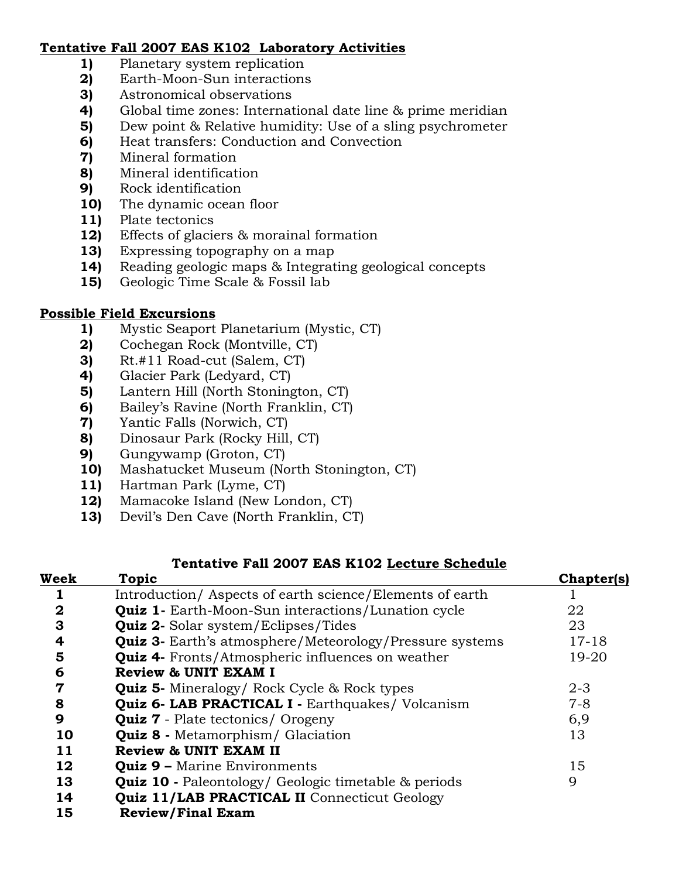**Tentative Fall 2007 EAS K102 Laboratory Activities**

1) Planetary system replication
2) Earth-Moon-Sun interactions
3) Astronomical observations
4) Global time zones: International date line & prime meridian
5) Dew point & Relative humidity: Use of a sling psychrometer
6) Heat transfers: Conduction and Convection
7) Mineral formation
8) Mineral identification
9) Rock identification
10) The dynamic ocean floor
11) Plate tectonics
12) Effects of glaciers & morainal formation
13) Expressing topography on a map
14) Reading geologic maps & Integrating geological concepts
15) Geologic Time Scale & Fossil lab

**Possible Field Excursions**

1) Mystic Seaport Planetarium (Mystic, CT)
2) Cochegan Rock (Montville, CT)
3) Rt.#11 Road-cut (Salem, CT)
4) Glacier Park (Ledyard, CT)
5) Lantern Hill (North Stonington, CT)
6) Bailey's Ravine (North Franklin, CT)
7) Yantic Falls (Norwich, CT)
8) Dinosaur Park (Rocky Hill, CT)
9) Gungywamp (Groton, CT)
10) Mashatucket Museum (North Stonington, CT)
11) Hartman Park (Lyme, CT)
12) Mamacoke Island (New London, CT)
13) Devil's Den Cave (North Franklin, CT)

**Tentative Fall 2007 EAS K102 Lecture Schedule**

| Week | Topic | Chapter(s) |
|---|---|---|
| 1 | Introduction/ Aspects of earth science/Elements of earth | 1 |
| 2 | **Quiz 1-** Earth-Moon-Sun interactions/Lunation cycle | 22 |
| 3 | **Quiz 2-** Solar system/Eclipses/Tides | 23 |
| 4 | **Quiz 3-** Earth's atmosphere/Meteorology/Pressure systems | 17-18 |
| 5 | **Quiz 4-** Fronts/Atmospheric influences on weather | 19-20 |
| 6 | **Review & UNIT EXAM I** | |
| 7 | **Quiz 5-** Mineralogy/ Rock Cycle & Rock types | 2-3 |
| 8 | **Quiz 6- LAB PRACTICAL I -** Earthquakes/ Volcanism | 7-8 |
| 9 | **Quiz 7** - Plate tectonics/ Orogeny | 6,9 |
| 10 | **Quiz 8 -** Metamorphism/ Glaciation | 13 |
| 11 | **Review & UNIT EXAM II** | |
| 12 | **Quiz 9 –** Marine Environments | 15 |
| 13 | **Quiz 10 -** Paleontology/ Geologic timetable & periods | 9 |
| 14 | **Quiz 11/LAB PRACTICAL II** Connecticut Geology | |
| 15 | **Review/Final Exam** | |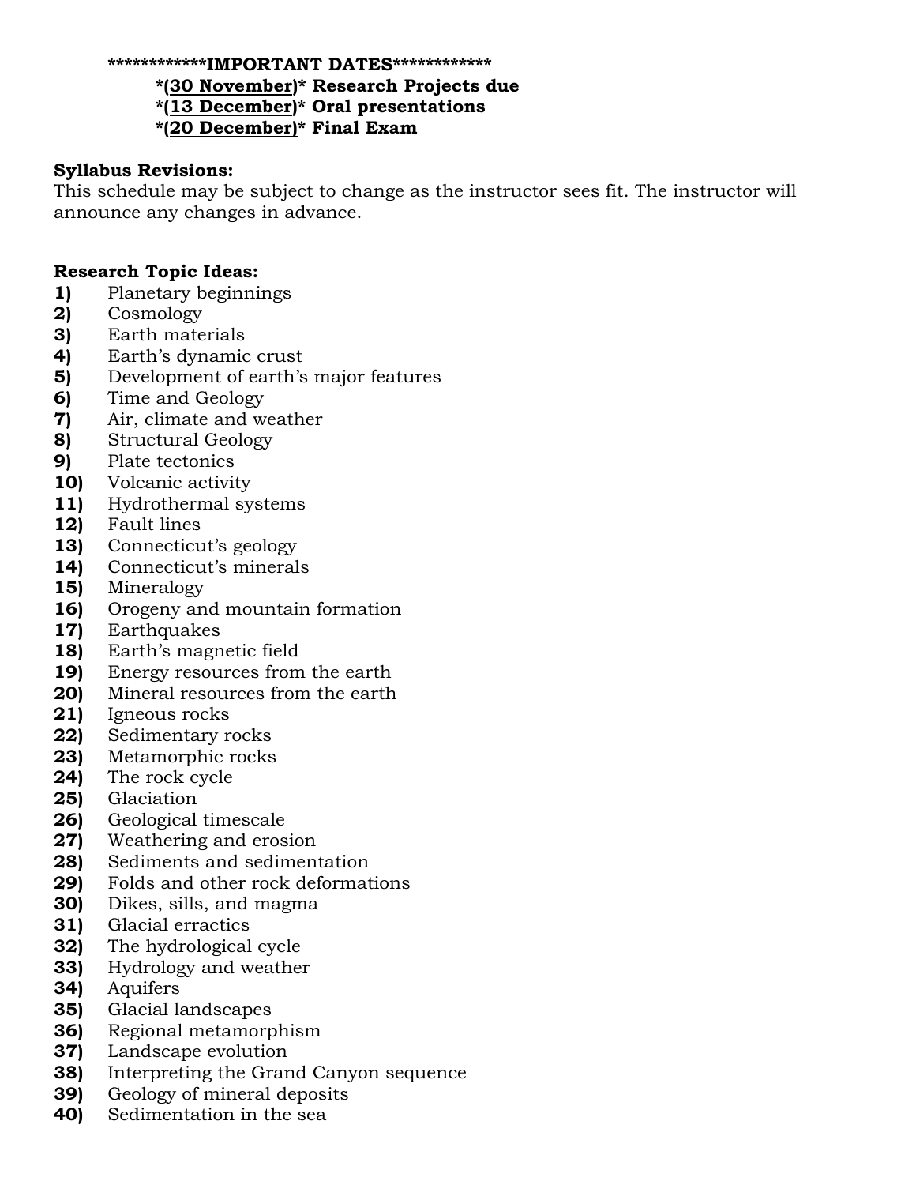**************IMPORTANT DATES**************

**\*(<u>30 November</u>)\* Research Projects due**
**\*(<u>13 December</u>)\* Oral presentations**
**\*(<u>20 December</u>)\* Final Exam**

**<u>Syllabus Revisions:</u>**
This schedule may be subject to change as the instructor sees fit. The instructor will announce any changes in advance.

**Research Topic Ideas:**

**1)** Planetary beginnings
**2)** Cosmology
**3)** Earth materials
**4)** Earth's dynamic crust
**5)** Development of earth's major features
**6)** Time and Geology
**7)** Air, climate and weather
**8)** Structural Geology
**9)** Plate tectonics
**10)** Volcanic activity
**11)** Hydrothermal systems
**12)** Fault lines
**13)** Connecticut's geology
**14)** Connecticut's minerals
**15)** Mineralogy
**16)** Orogeny and mountain formation
**17)** Earthquakes
**18)** Earth's magnetic field
**19)** Energy resources from the earth
**20)** Mineral resources from the earth
**21)** Igneous rocks
**22)** Sedimentary rocks
**23)** Metamorphic rocks
**24)** The rock cycle
**25)** Glaciation
**26)** Geological timescale
**27)** Weathering and erosion
**28)** Sediments and sedimentation
**29)** Folds and other rock deformations
**30)** Dikes, sills, and magma
**31)** Glacial erractics
**32)** The hydrological cycle
**33)** Hydrology and weather
**34)** Aquifers
**35)** Glacial landscapes
**36)** Regional metamorphism
**37)** Landscape evolution
**38)** Interpreting the Grand Canyon sequence
**39)** Geology of mineral deposits
**40)** Sedimentation in the sea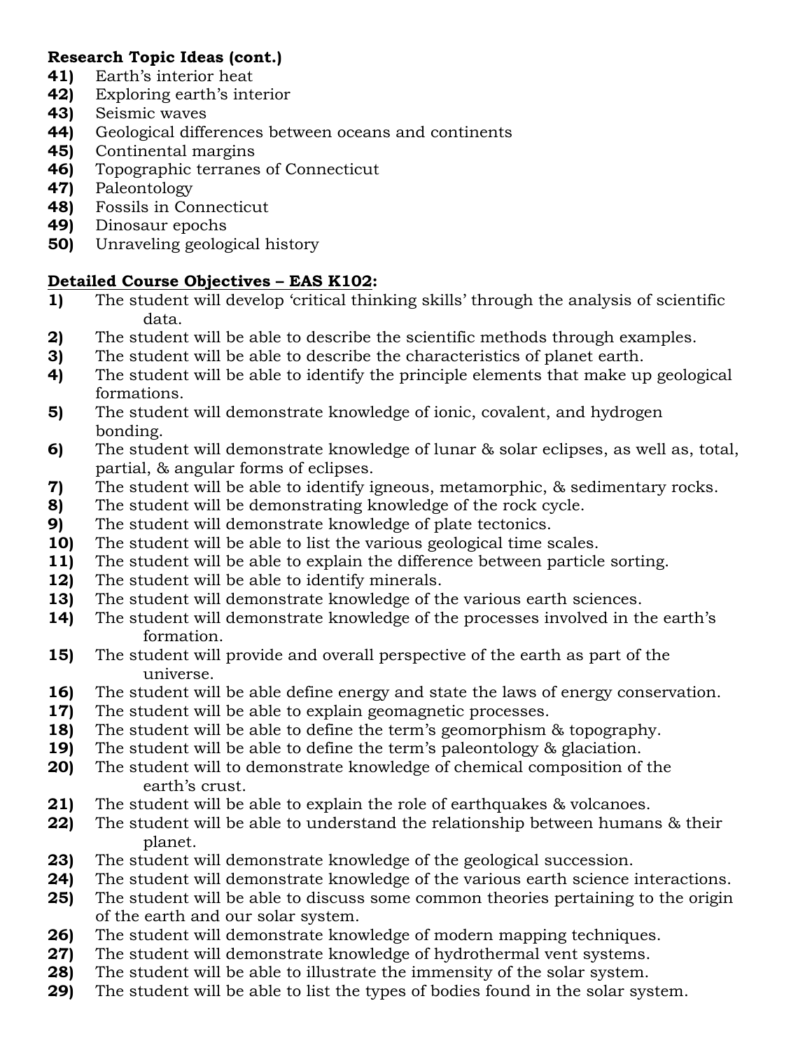**Research Topic Ideas (cont.)**

**41)** Earth's interior heat
**42)** Exploring earth's interior
**43)** Seismic waves
**44)** Geological differences between oceans and continents
**45)** Continental margins
**46)** Topographic terranes of Connecticut
**47)** Paleontology
**48)** Fossils in Connecticut
**49)** Dinosaur epochs
**50)** Unraveling geological history

**<u>Detailed Course Objectives – EAS K102</u>:**

**1)** The student will develop 'critical thinking skills' through the analysis of scientific data.
**2)** The student will be able to describe the scientific methods through examples.
**3)** The student will be able to describe the characteristics of planet earth.
**4)** The student will be able to identify the principle elements that make up geological formations.
**5)** The student will demonstrate knowledge of ionic, covalent, and hydrogen bonding.
**6)** The student will demonstrate knowledge of lunar & solar eclipses, as well as, total, partial, & angular forms of eclipses.
**7)** The student will be able to identify igneous, metamorphic, & sedimentary rocks.
**8)** The student will be demonstrating knowledge of the rock cycle.
**9)** The student will demonstrate knowledge of plate tectonics.
**10)** The student will be able to list the various geological time scales.
**11)** The student will be able to explain the difference between particle sorting.
**12)** The student will be able to identify minerals.
**13)** The student will demonstrate knowledge of the various earth sciences.
**14)** The student will demonstrate knowledge of the processes involved in the earth's formation.
**15)** The student will provide and overall perspective of the earth as part of the universe.
**16)** The student will be able define energy and state the laws of energy conservation.
**17)** The student will be able to explain geomagnetic processes.
**18)** The student will be able to define the term's geomorphism & topography.
**19)** The student will be able to define the term's paleontology & glaciation.
**20)** The student will to demonstrate knowledge of chemical composition of the earth's crust.
**21)** The student will be able to explain the role of earthquakes & volcanoes.
**22)** The student will be able to understand the relationship between humans & their planet.
**23)** The student will demonstrate knowledge of the geological succession.
**24)** The student will demonstrate knowledge of the various earth science interactions.
**25)** The student will be able to discuss some common theories pertaining to the origin of the earth and our solar system.
**26)** The student will demonstrate knowledge of modern mapping techniques.
**27)** The student will demonstrate knowledge of hydrothermal vent systems.
**28)** The student will be able to illustrate the immensity of the solar system.
**29)** The student will be able to list the types of bodies found in the solar system.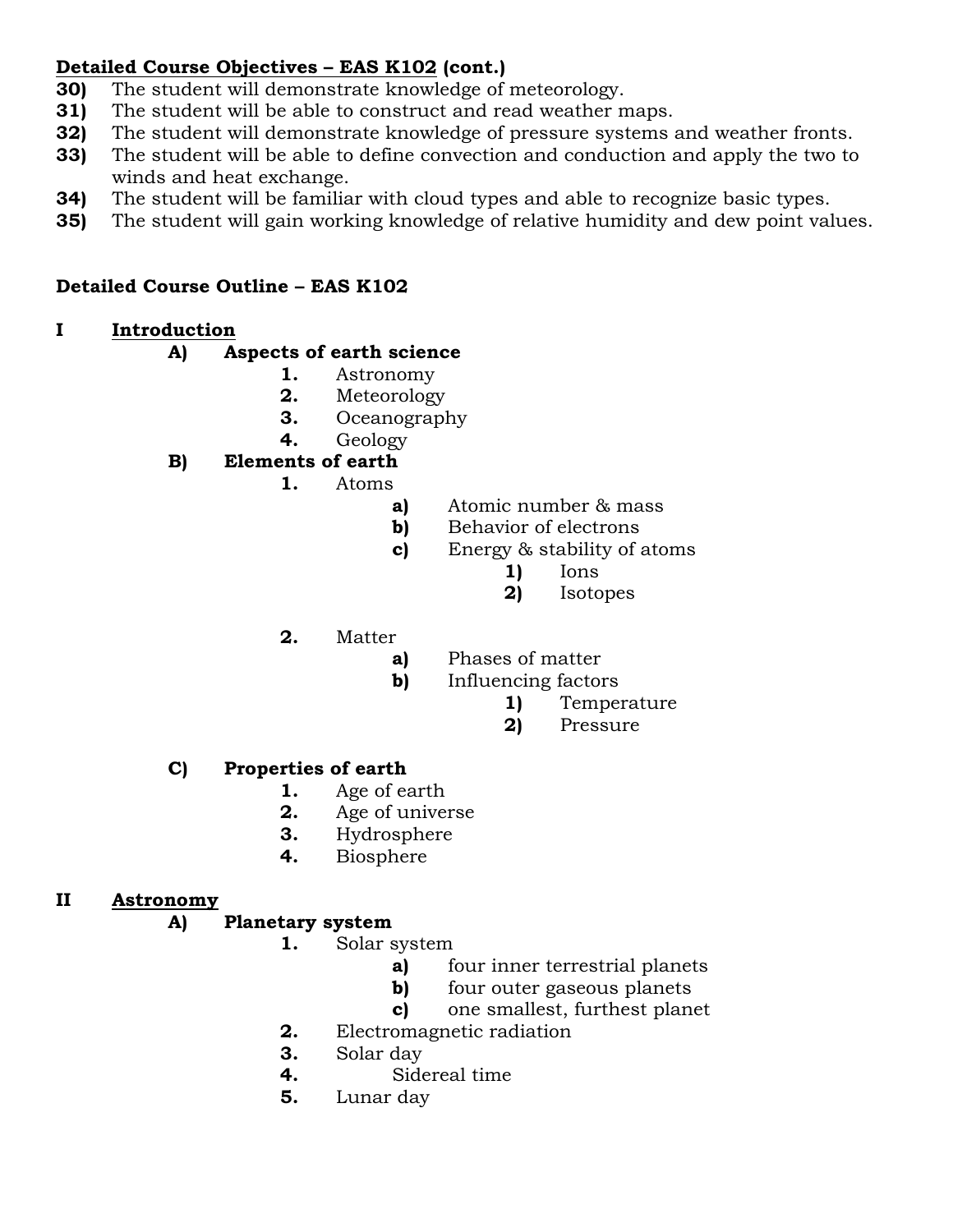**Detailed Course Objectives – EAS K102 (cont.)**

**30)** The student will demonstrate knowledge of meteorology.
**31)** The student will be able to construct and read weather maps.
**32)** The student will demonstrate knowledge of pressure systems and weather fronts.
**33)** The student will be able to define convection and conduction and apply the two to winds and heat exchange.
**34)** The student will be familiar with cloud types and able to recognize basic types.
**35)** The student will gain working knowledge of relative humidity and dew point values.

**Detailed Course Outline – EAS K102**

**I Introduction**

- **A) Aspects of earth science**
  - **1.** Astronomy
  - **2.** Meteorology
  - **3.** Oceanography
  - **4.** Geology
- **B) Elements of earth**
  - **1.** Atoms
    - **a)** Atomic number & mass
    - **b)** Behavior of electrons
    - **c)** Energy & stability of atoms
      - **1)** Ions
      - **2)** Isotopes
  - **2.** Matter
    - **a)** Phases of matter
    - **b)** Influencing factors
      - **1)** Temperature
      - **2)** Pressure
- **C) Properties of earth**
  - **1.** Age of earth
  - **2.** Age of universe
  - **3.** Hydrosphere
  - **4.** Biosphere

**II Astronomy**

- **A) Planetary system**
  - **1.** Solar system
    - **a)** four inner terrestrial planets
    - **b)** four outer gaseous planets
    - **c)** one smallest, furthest planet
  - **2.** Electromagnetic radiation
  - **3.** Solar day
  - **4.** Sidereal time
  - **5.** Lunar day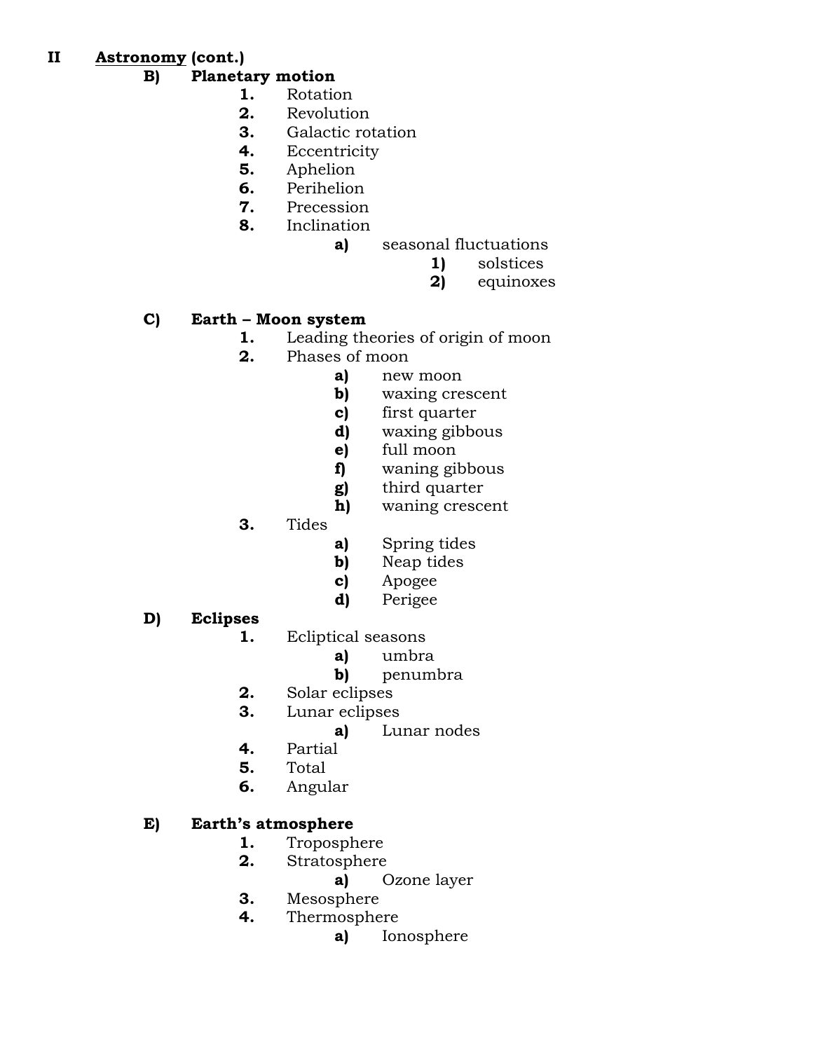**II** **<u>Astronomy</u> (cont.)**

- **B)** **Planetary motion**
  - **1.** Rotation
  - **2.** Revolution
  - **3.** Galactic rotation
  - **4.** Eccentricity
  - **5.** Aphelion
  - **6.** Perihelion
  - **7.** Precession
  - **8.** Inclination
    - **a)** seasonal fluctuations
      - **1)** solstices
      - **2)** equinoxes

- **C)** **Earth – Moon system**
  - **1.** Leading theories of origin of moon
  - **2.** Phases of moon
    - **a)** new moon
    - **b)** waxing crescent
    - **c)** first quarter
    - **d)** waxing gibbous
    - **e)** full moon
    - **f)** waning gibbous
    - **g)** third quarter
    - **h)** waning crescent
  - **3.** Tides
    - **a)** Spring tides
    - **b)** Neap tides
    - **c)** Apogee
    - **d)** Perigee

- **D)** **Eclipses**
  - **1.** Ecliptical seasons
    - **a)** umbra
    - **b)** penumbra
  - **2.** Solar eclipses
  - **3.** Lunar eclipses
    - **a)** Lunar nodes
  - **4.** Partial
  - **5.** Total
  - **6.** Angular

- **E)** **Earth's atmosphere**
  - **1.** Troposphere
  - **2.** Stratosphere
    - **a)** Ozone layer
  - **3.** Mesosphere
  - **4.** Thermosphere
    - **a)** Ionosphere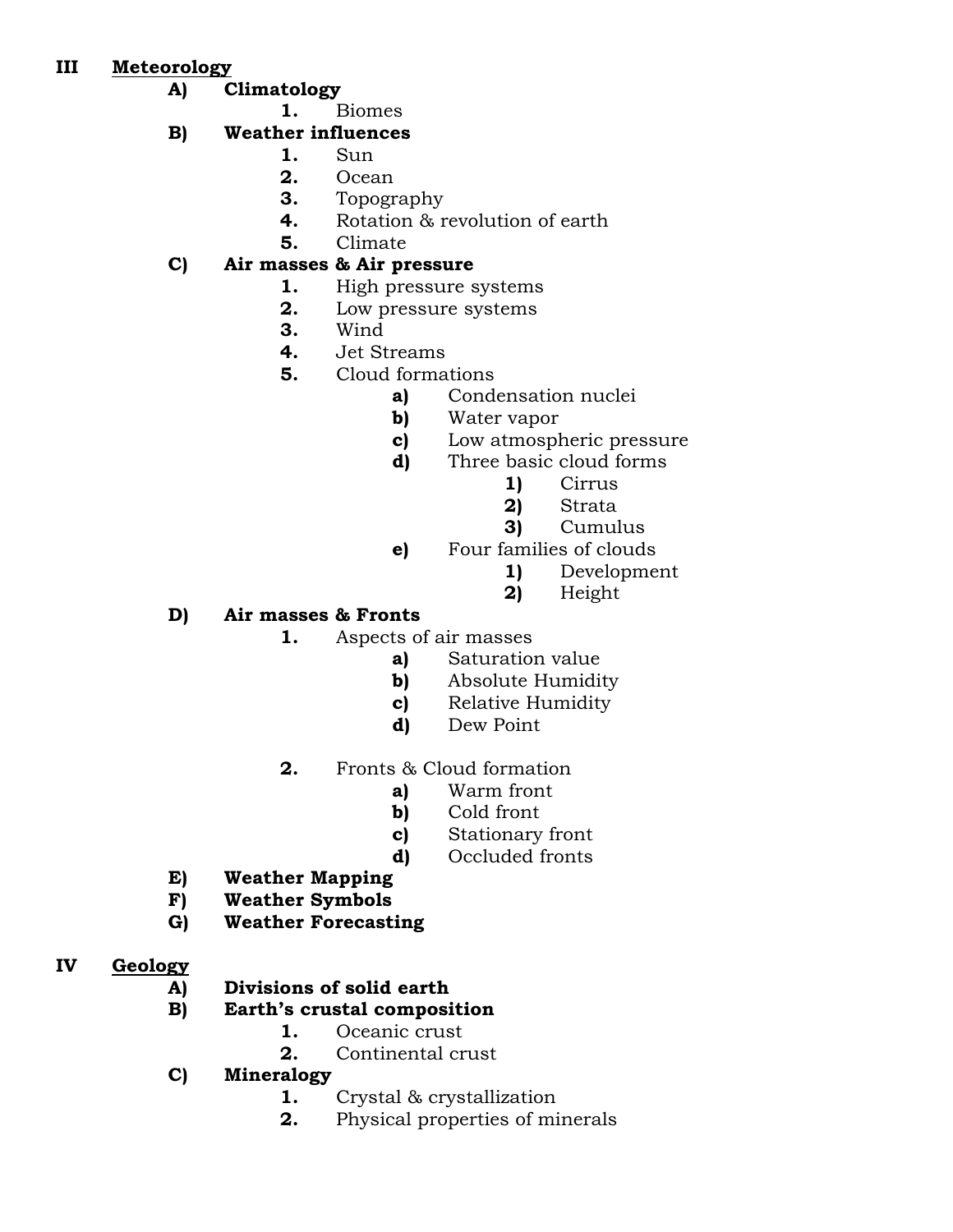## III Meteorology

- **A) Climatology**
  - **1.** Biomes
- **B) Weather influences**
  - **1.** Sun
  - **2.** Ocean
  - **3.** Topography
  - **4.** Rotation & revolution of earth
  - **5.** Climate
- **C) Air masses & Air pressure**
  - **1.** High pressure systems
  - **2.** Low pressure systems
  - **3.** Wind
  - **4.** Jet Streams
  - **5.** Cloud formations
    - **a)** Condensation nuclei
    - **b)** Water vapor
    - **c)** Low atmospheric pressure
    - **d)** Three basic cloud forms
      - **1)** Cirrus
      - **2)** Strata
      - **3)** Cumulus
    - **e)** Four families of clouds
      - **1)** Development
      - **2)** Height
- **D) Air masses & Fronts**
  - **1.** Aspects of air masses
    - **a)** Saturation value
    - **b)** Absolute Humidity
    - **c)** Relative Humidity
    - **d)** Dew Point
  - **2.** Fronts & Cloud formation
    - **a)** Warm front
    - **b)** Cold front
    - **c)** Stationary front
    - **d)** Occluded fronts
- **E) Weather Mapping**
- **F) Weather Symbols**
- **G) Weather Forecasting**

## IV Geology

- **A) Divisions of solid earth**
- **B) Earth's crustal composition**
  - **1.** Oceanic crust
  - **2.** Continental crust
- **C) Mineralogy**
  - **1.** Crystal & crystallization
  - **2.** Physical properties of minerals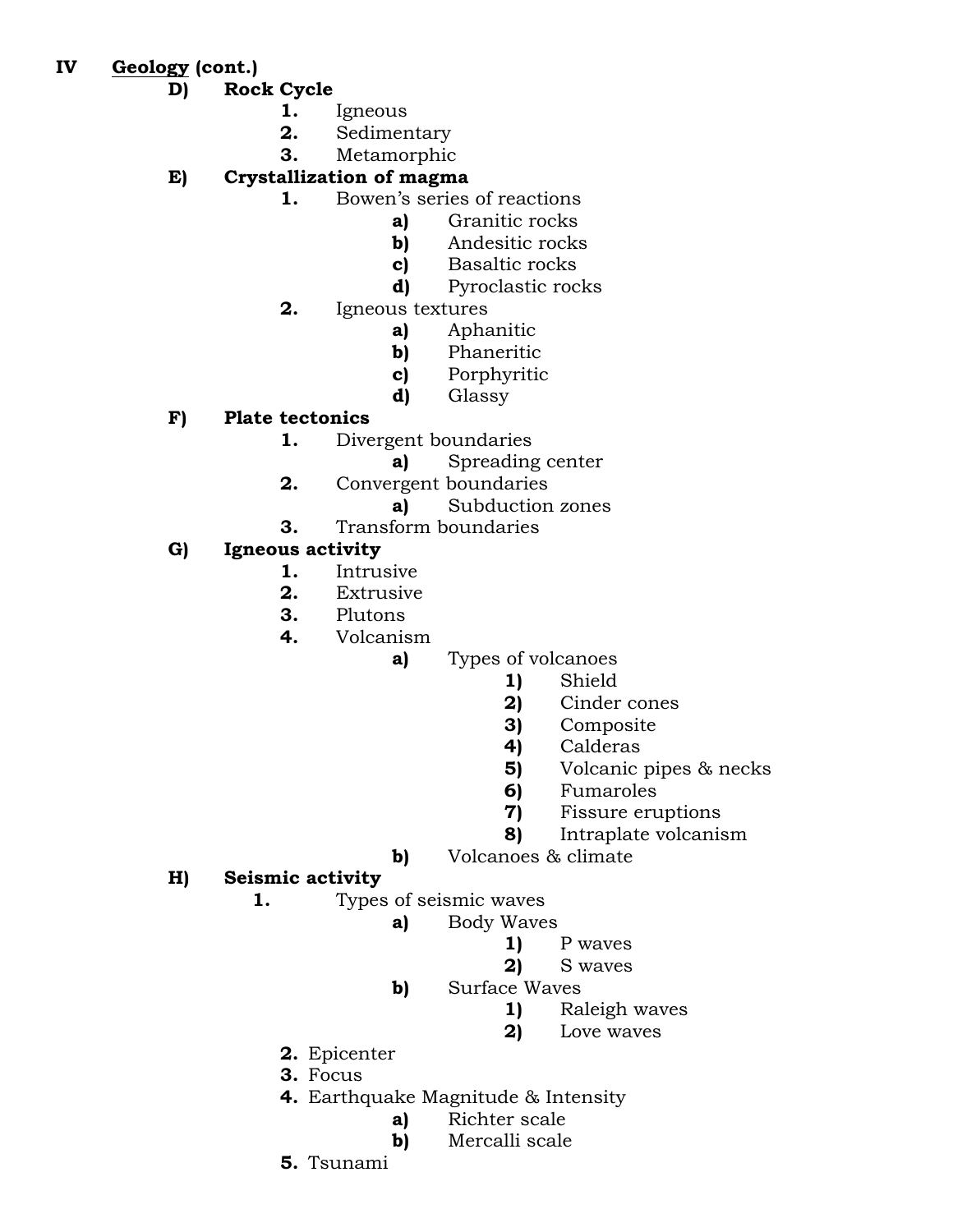**IV** **<u>Geology</u> (cont.)**

- **D)** **Rock Cycle**
  - **1.** Igneous
  - **2.** Sedimentary
  - **3.** Metamorphic
- **E)** **Crystallization of magma**
  - **1.** Bowen's series of reactions
    - **a)** Granitic rocks
    - **b)** Andesitic rocks
    - **c)** Basaltic rocks
    - **d)** Pyroclastic rocks
  - **2.** Igneous textures
    - **a)** Aphanitic
    - **b)** Phaneritic
    - **c)** Porphyritic
    - **d)** Glassy
- **F)** **Plate tectonics**
  - **1.** Divergent boundaries
    - **a)** Spreading center
  - **2.** Convergent boundaries
    - **a)** Subduction zones
  - **3.** Transform boundaries
- **G)** **Igneous activity**
  - **1.** Intrusive
  - **2.** Extrusive
  - **3.** Plutons
  - **4.** Volcanism
    - **a)** Types of volcanoes
      - **1)** Shield
      - **2)** Cinder cones
      - **3)** Composite
      - **4)** Calderas
      - **5)** Volcanic pipes & necks
      - **6)** Fumaroles
      - **7)** Fissure eruptions
      - **8)** Intraplate volcanism
    - **b)** Volcanoes & climate
- **H)** **Seismic activity**
  - **1.** Types of seismic waves
    - **a)** Body Waves
      - **1)** P waves
      - **2)** S waves
    - **b)** Surface Waves
      - **1)** Raleigh waves
      - **2)** Love waves
  - **2.** Epicenter
  - **3.** Focus
  - **4.** Earthquake Magnitude & Intensity
    - **a)** Richter scale
    - **b)** Mercalli scale
  - **5.** Tsunami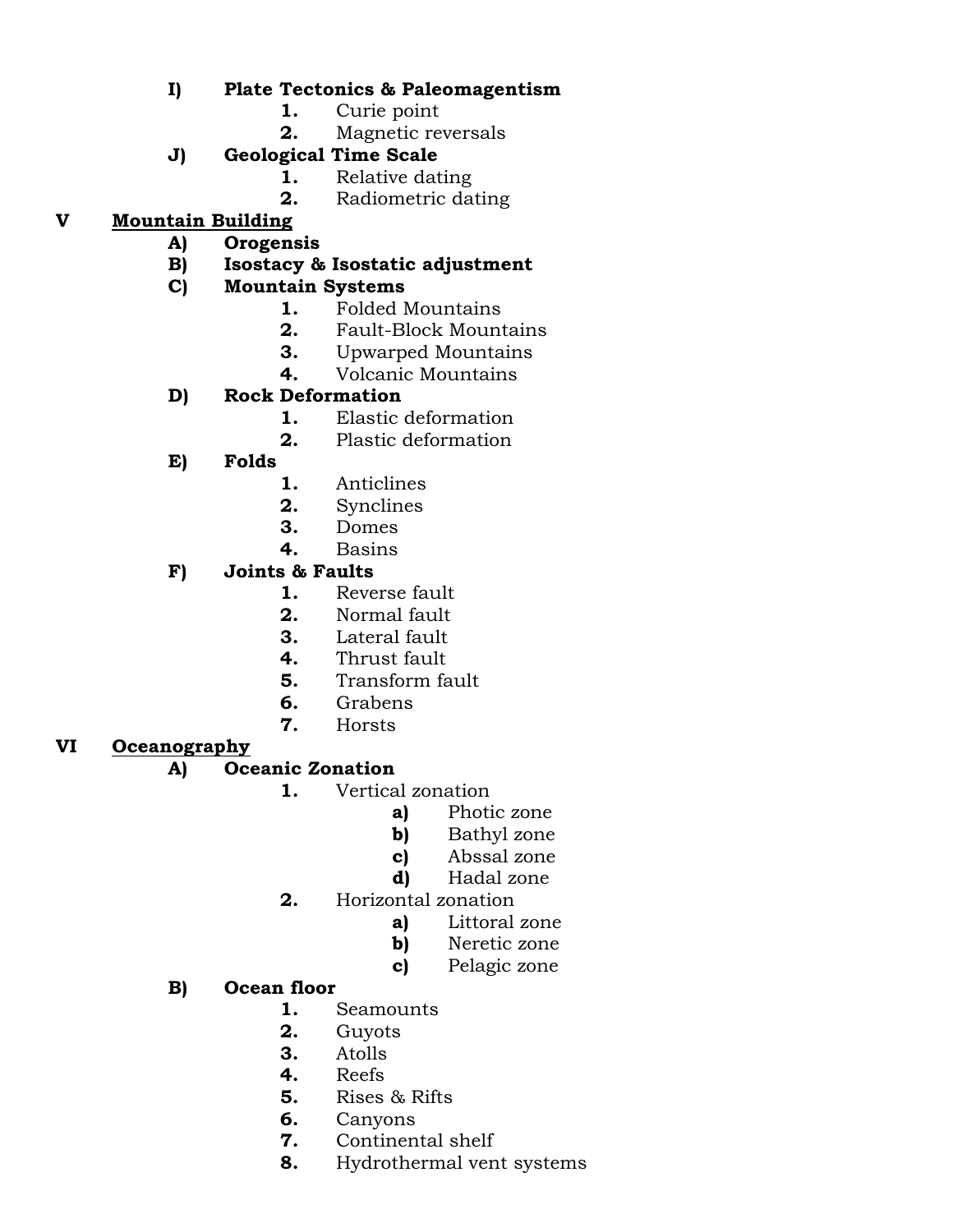- **I) Plate Tectonics & Paleomagentism**
    1. Curie point
    2. Magnetic reversals
- **J) Geological Time Scale**
    1. Relative dating
    2. Radiometric dating

**V <u>Mountain Building</u>**

- **A) Orogensis**
- **B) Isostacy & Isostatic adjustment**
- **C) Mountain Systems**
    1. Folded Mountains
    2. Fault-Block Mountains
    3. Upwarped Mountains
    4. Volcanic Mountains
- **D) Rock Deformation**
    1. Elastic deformation
    2. Plastic deformation
- **E) Folds**
    1. Anticlines
    2. Synclines
    3. Domes
    4. Basins
- **F) Joints & Faults**
    1. Reverse fault
    2. Normal fault
    3. Lateral fault
    4. Thrust fault
    5. Transform fault
    6. Grabens
    7. Horsts

**VI <u>Oceanography</u>**

- **A) Oceanic Zonation**
    1. Vertical zonation
        - **a)** Photic zone
        - **b)** Bathyl zone
        - **c)** Abssal zone
        - **d)** Hadal zone
    2. Horizontal zonation
        - **a)** Littoral zone
        - **b)** Neretic zone
        - **c)** Pelagic zone
- **B) Ocean floor**
    1. Seamounts
    2. Guyots
    3. Atolls
    4. Reefs
    5. Rises & Rifts
    6. Canyons
    7. Continental shelf
    8. Hydrothermal vent systems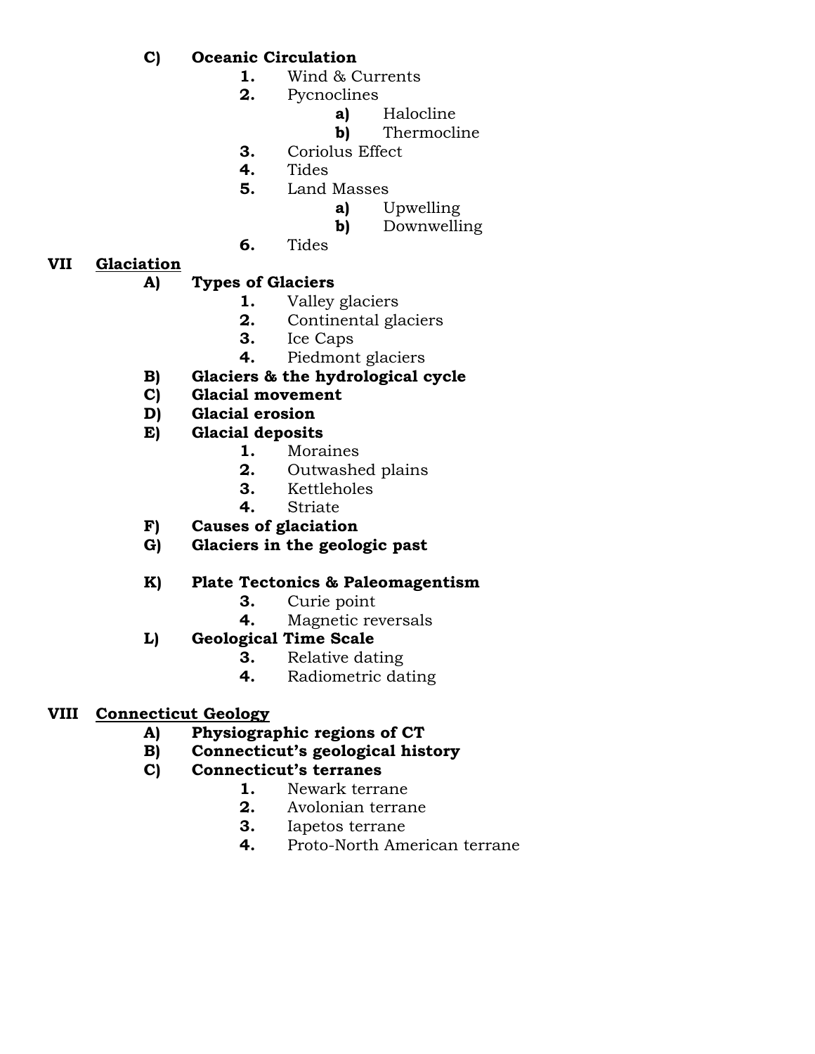- **C) Oceanic Circulation**
  - **1.** Wind & Currents
  - **2.** Pycnoclines
    - **a)** Halocline
    - **b)** Thermocline
  - **3.** Coriolus Effect
  - **4.** Tides
  - **5.** Land Masses
    - **a)** Upwelling
    - **b)** Downwelling
  - **6.** Tides

## VII <u>Glaciation</u>

- **A) Types of Glaciers**
  - **1.** Valley glaciers
  - **2.** Continental glaciers
  - **3.** Ice Caps
  - **4.** Piedmont glaciers
- **B) Glaciers & the hydrological cycle**
- **C) Glacial movement**
- **D) Glacial erosion**
- **E) Glacial deposits**
  - **1.** Moraines
  - **2.** Outwashed plains
  - **3.** Kettleholes
  - **4.** Striate
- **F) Causes of glaciation**
- **G) Glaciers in the geologic past**

- **K) Plate Tectonics & Paleomagentism**
  - **3.** Curie point
  - **4.** Magnetic reversals
- **L) Geological Time Scale**
  - **3.** Relative dating
  - **4.** Radiometric dating

## VIII <u>Connecticut Geology</u>

- **A) Physiographic regions of CT**
- **B) Connecticut's geological history**
- **C) Connecticut's terranes**
  - **1.** Newark terrane
  - **2.** Avolonian terrane
  - **3.** Iapetos terrane
  - **4.** Proto-North American terrane